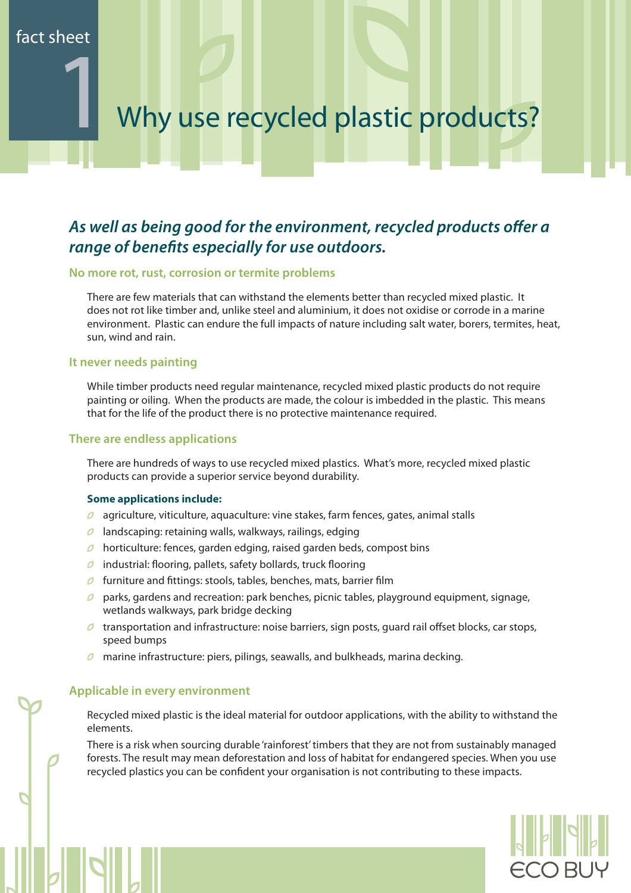fact sheet 1

# Why use recycled plastic products?

## *As well as being good for the environment, recycled products offer a range of benefits especially for use outdoors.*

### No more rot, rust, corrosion or termite problems

There are few materials that can withstand the elements better than recycled mixed plastic. It does not rot like timber and, unlike steel and aluminium, it does not oxidise or corrode in a marine environment. Plastic can endure the full impacts of nature including salt water, borers, termites, heat, sun, wind and rain.

### It never needs painting

While timber products need regular maintenance, recycled mixed plastic products do not require painting or oiling. When the products are made, the colour is imbedded in the plastic. This means that for the life of the product there is no protective maintenance required.

### There are endless applications

There are hundreds of ways to use recycled mixed plastics. What's more, recycled mixed plastic products can provide a superior service beyond durability.

**Some applications include:**

- agriculture, viticulture, aquaculture: vine stakes, farm fences, gates, animal stalls
- landscaping: retaining walls, walkways, railings, edging
- horticulture: fences, garden edging, raised garden beds, compost bins
- industrial: flooring, pallets, safety bollards, truck flooring
- furniture and fittings: stools, tables, benches, mats, barrier film
- parks, gardens and recreation: park benches, picnic tables, playground equipment, signage, wetlands walkways, park bridge decking
- transportation and infrastructure: noise barriers, sign posts, guard rail offset blocks, car stops, speed bumps
- marine infrastructure: piers, pilings, seawalls, and bulkheads, marina decking.

### Applicable in every environment

Recycled mixed plastic is the ideal material for outdoor applications, with the ability to withstand the elements.

There is a risk when sourcing durable 'rainforest' timbers that they are not from sustainably managed forests. The result may mean deforestation and loss of habitat for endangered species. When you use recycled plastics you can be confident your organisation is not contributing to these impacts.

ECO BUY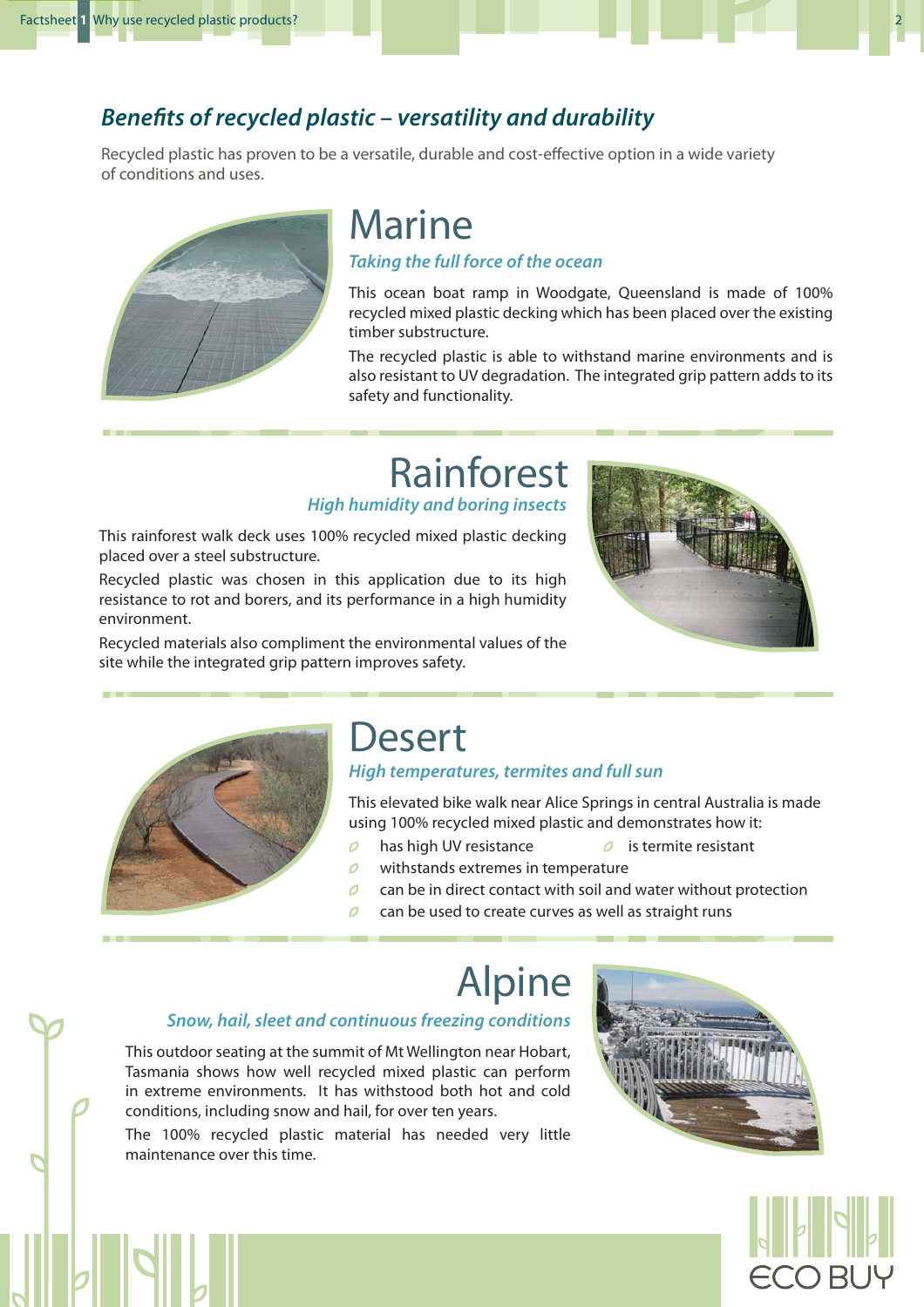## *Benefits of recycled plastic – versatility and durability*

Recycled plastic has proven to be a versatile, durable and cost-effective option in a wide variety of conditions and uses.

# Marine

### *Taking the full force of the ocean*

This ocean boat ramp in Woodgate, Queensland is made of 100% recycled mixed plastic decking which has been placed over the existing timber substructure.

The recycled plastic is able to withstand marine environments and is also resistant to UV degradation. The integrated grip pattern adds to its safety and functionality.

# Rainforest

### *High humidity and boring insects*

This rainforest walk deck uses 100% recycled mixed plastic decking placed over a steel substructure.

Recycled plastic was chosen in this application due to its high resistance to rot and borers, and its performance in a high humidity environment.

Recycled materials also compliment the environmental values of the site while the integrated grip pattern improves safety.

# Desert

### *High temperatures, termites and full sun*

This elevated bike walk near Alice Springs in central Australia is made using 100% recycled mixed plastic and demonstrates how it:

- has high UV resistance
- is termite resistant
- withstands extremes in temperature
- can be in direct contact with soil and water without protection
- can be used to create curves as well as straight runs

# Alpine

### *Snow, hail, sleet and continuous freezing conditions*

This outdoor seating at the summit of Mt Wellington near Hobart, Tasmania shows how well recycled mixed plastic can perform in extreme environments. It has withstood both hot and cold conditions, including snow and hail, for over ten years.

The 100% recycled plastic material has needed very little maintenance over this time.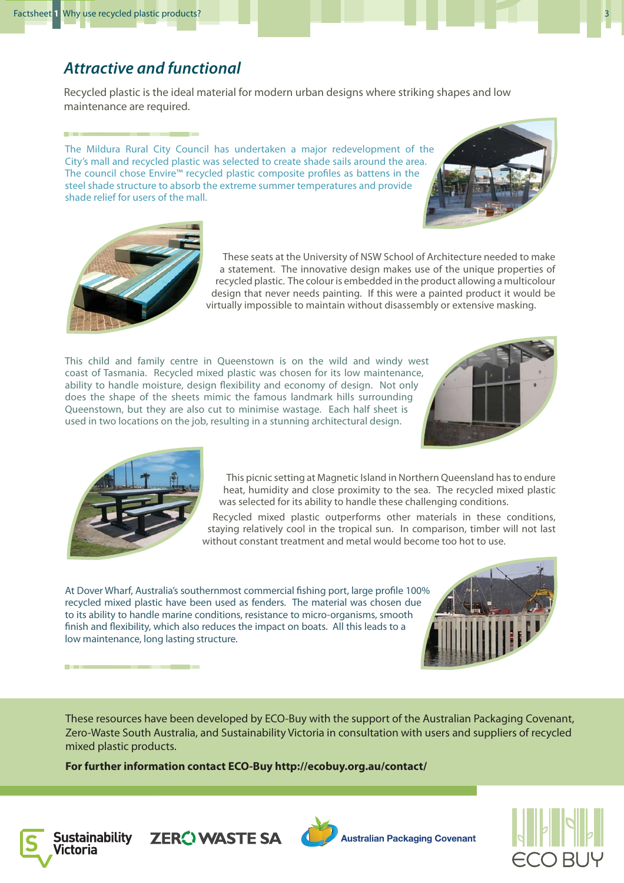## *Attractive and functional*

Recycled plastic is the ideal material for modern urban designs where striking shapes and low maintenance are required.

The Mildura Rural City Council has undertaken a major redevelopment of the City's mall and recycled plastic was selected to create shade sails around the area. The council chose Envire™ recycled plastic composite profiles as battens in the steel shade structure to absorb the extreme summer temperatures and provide shade relief for users of the mall.

These seats at the University of NSW School of Architecture needed to make a statement. The innovative design makes use of the unique properties of recycled plastic. The colour is embedded in the product allowing a multicolour design that never needs painting. If this were a painted product it would be virtually impossible to maintain without disassembly or extensive masking.

This child and family centre in Queenstown is on the wild and windy west coast of Tasmania. Recycled mixed plastic was chosen for its low maintenance, ability to handle moisture, design flexibility and economy of design. Not only does the shape of the sheets mimic the famous landmark hills surrounding Queenstown, but they are also cut to minimise wastage. Each half sheet is used in two locations on the job, resulting in a stunning architectural design.

This picnic setting at Magnetic Island in Northern Queensland has to endure heat, humidity and close proximity to the sea. The recycled mixed plastic was selected for its ability to handle these challenging conditions.

Recycled mixed plastic outperforms other materials in these conditions, staying relatively cool in the tropical sun. In comparison, timber will not last without constant treatment and metal would become too hot to use.

At Dover Wharf, Australia's southernmost commercial fishing port, large profile 100% recycled mixed plastic have been used as fenders. The material was chosen due to its ability to handle marine conditions, resistance to micro-organisms, smooth finish and flexibility, which also reduces the impact on boats. All this leads to a low maintenance, long lasting structure.

These resources have been developed by ECO-Buy with the support of the Australian Packaging Covenant, Zero-Waste South Australia, and Sustainability Victoria in consultation with users and suppliers of recycled mixed plastic products.

**For further information contact ECO-Buy http://ecobuy.org.au/contact/**

Sustainability Victoria ZERO WASTE SA Australian Packaging Covenant ECO BUY